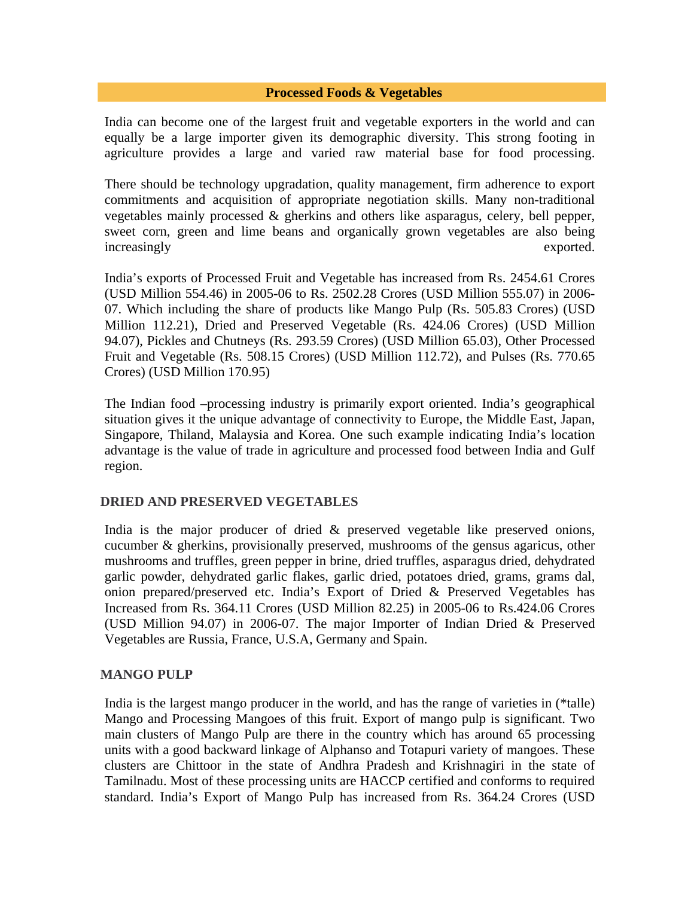# Processed Foods & Vegetables

India can become one of the largest fruit and vegetable exporters in the world and can equally be a large importer given its demographic diversity. This strong footing in agriculture provides a large and varied raw material base for food processing.

There should be technology upgradation, quality management, firm adherence to export commitments and acquisition of appropriate negotiation skills. Many non-traditional vegetables mainly processed & gherkins and others like asparagus, celery, bell pepper, sweet corn, green and lime beans and organically grown vegetables are also being increasingly exported.

India's exports of Processed Fruit and Vegetable has increased from Rs. 2454.61 Crores (USD Million 554.46) in 2005-06 to Rs. 2502.28 Crores (USD Million 555.07) in 2006-07. Which including the share of products like Mango Pulp (Rs. 505.83 Crores) (USD Million 112.21), Dried and Preserved Vegetable (Rs. 424.06 Crores) (USD Million 94.07), Pickles and Chutneys (Rs. 293.59 Crores) (USD Million 65.03), Other Processed Fruit and Vegetable (Rs. 508.15 Crores) (USD Million 112.72), and Pulses (Rs. 770.65 Crores) (USD Million 170.95)

The Indian food –processing industry is primarily export oriented. India's geographical situation gives it the unique advantage of connectivity to Europe, the Middle East, Japan, Singapore, Thiland, Malaysia and Korea. One such example indicating India's location advantage is the value of trade in agriculture and processed food between India and Gulf region.

## DRIED AND PRESERVED VEGETABLES

India is the major producer of dried & preserved vegetable like preserved onions, cucumber & gherkins, provisionally preserved, mushrooms of the gensus agaricus, other mushrooms and truffles, green pepper in brine, dried truffles, asparagus dried, dehydrated garlic powder, dehydrated garlic flakes, garlic dried, potatoes dried, grams, grams dal, onion prepared/preserved etc. India's Export of Dried & Preserved Vegetables has Increased from Rs. 364.11 Crores (USD Million 82.25) in 2005-06 to Rs.424.06 Crores (USD Million 94.07) in 2006-07. The major Importer of Indian Dried & Preserved Vegetables are Russia, France, U.S.A, Germany and Spain.

## MANGO PULP

India is the largest mango producer in the world, and has the range of varieties in (*talle) Mango and Processing Mangoes of this fruit. Export of mango pulp is significant. Two main clusters of Mango Pulp are there in the country which has around 65 processing units with a good backward linkage of Alphanso and Totapuri variety of mangoes. These clusters are Chittoor in the state of Andhra Pradesh and Krishnagiri in the state of Tamilnadu. Most of these processing units are HACCP certified and conforms to required standard. India's Export of Mango Pulp has increased from Rs. 364.24 Crores (USD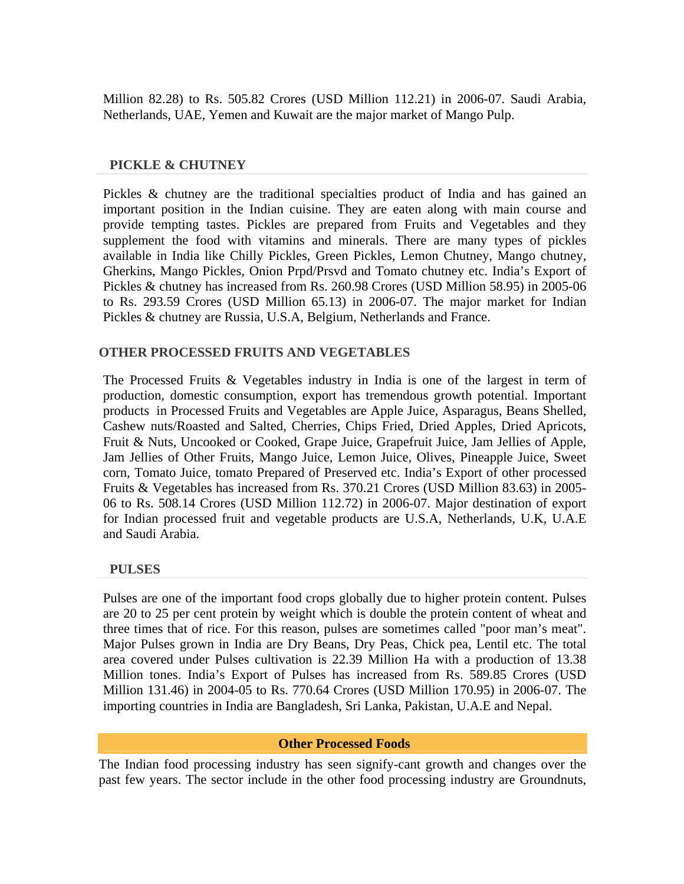Million 82.28) to Rs. 505.82 Crores (USD Million 112.21) in 2006-07. Saudi Arabia, Netherlands, UAE, Yemen and Kuwait are the major market of Mango Pulp.

## PICKLE & CHUTNEY

Pickles & chutney are the traditional specialties product of India and has gained an important position in the Indian cuisine. They are eaten along with main course and provide tempting tastes. Pickles are prepared from Fruits and Vegetables and they supplement the food with vitamins and minerals. There are many types of pickles available in India like Chilly Pickles, Green Pickles, Lemon Chutney, Mango chutney, Gherkins, Mango Pickles, Onion Prpd/Prsvd and Tomato chutney etc. India's Export of Pickles & chutney has increased from Rs. 260.98 Crores (USD Million 58.95) in 2005-06 to Rs. 293.59 Crores (USD Million 65.13) in 2006-07. The major market for Indian Pickles & chutney are Russia, U.S.A, Belgium, Netherlands and France.

## OTHER PROCESSED FRUITS AND VEGETABLES

The Processed Fruits & Vegetables industry in India is one of the largest in term of production, domestic consumption, export has tremendous growth potential. Important products in Processed Fruits and Vegetables are Apple Juice, Asparagus, Beans Shelled, Cashew nuts/Roasted and Salted, Cherries, Chips Fried, Dried Apples, Dried Apricots, Fruit & Nuts, Uncooked or Cooked, Grape Juice, Grapefruit Juice, Jam Jellies of Apple, Jam Jellies of Other Fruits, Mango Juice, Lemon Juice, Olives, Pineapple Juice, Sweet corn, Tomato Juice, tomato Prepared of Preserved etc. India's Export of other processed Fruits & Vegetables has increased from Rs. 370.21 Crores (USD Million 83.63) in 2005-06 to Rs. 508.14 Crores (USD Million 112.72) in 2006-07. Major destination of export for Indian processed fruit and vegetable products are U.S.A, Netherlands, U.K, U.A.E and Saudi Arabia.

## PULSES

Pulses are one of the important food crops globally due to higher protein content. Pulses are 20 to 25 per cent protein by weight which is double the protein content of wheat and three times that of rice. For this reason, pulses are sometimes called "poor man's meat". Major Pulses grown in India are Dry Beans, Dry Peas, Chick pea, Lentil etc. The total area covered under Pulses cultivation is 22.39 Million Ha with a production of 13.38 Million tones. India's Export of Pulses has increased from Rs. 589.85 Crores (USD Million 131.46) in 2004-05 to Rs. 770.64 Crores (USD Million 170.95) in 2006-07. The importing countries in India are Bangladesh, Sri Lanka, Pakistan, U.A.E and Nepal.

## Other Processed Foods

The Indian food processing industry has seen signify-cant growth and changes over the past few years. The sector include in the other food processing industry are Groundnuts,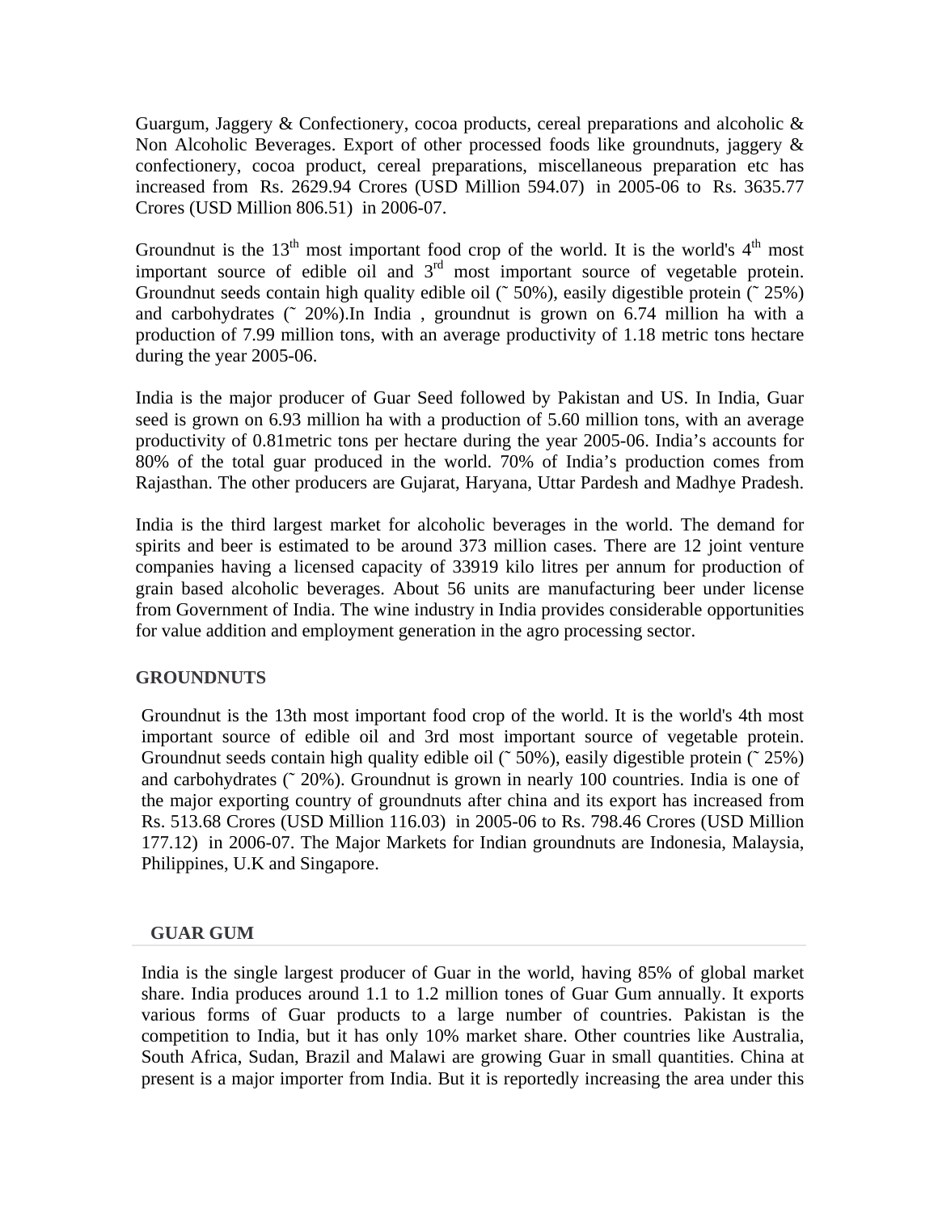Guargum, Jaggery & Confectionery, cocoa products, cereal preparations and alcoholic & Non Alcoholic Beverages. Export of other processed foods like groundnuts, jaggery & confectionery, cocoa product, cereal preparations, miscellaneous preparation etc has increased from Rs. 2629.94 Crores (USD Million 594.07) in 2005-06 to Rs. 3635.77 Crores (USD Million 806.51) in 2006-07.

Groundnut is the 13$^{th}$ most important food crop of the world. It is the world's 4$^{th}$ most important source of edible oil and 3$^{rd}$ most important source of vegetable protein. Groundnut seeds contain high quality edible oil (˜ 50%), easily digestible protein (˜ 25%) and carbohydrates (˜ 20%).In India , groundnut is grown on 6.74 million ha with a production of 7.99 million tons, with an average productivity of 1.18 metric tons hectare during the year 2005-06.

India is the major producer of Guar Seed followed by Pakistan and US. In India, Guar seed is grown on 6.93 million ha with a production of 5.60 million tons, with an average productivity of 0.81metric tons per hectare during the year 2005-06. India's accounts for 80% of the total guar produced in the world. 70% of India's production comes from Rajasthan. The other producers are Gujarat, Haryana, Uttar Pardesh and Madhye Pradesh.

India is the third largest market for alcoholic beverages in the world. The demand for spirits and beer is estimated to be around 373 million cases. There are 12 joint venture companies having a licensed capacity of 33919 kilo litres per annum for production of grain based alcoholic beverages. About 56 units are manufacturing beer under license from Government of India. The wine industry in India provides considerable opportunities for value addition and employment generation in the agro processing sector.

## GROUNDNUTS

Groundnut is the 13th most important food crop of the world. It is the world's 4th most important source of edible oil and 3rd most important source of vegetable protein. Groundnut seeds contain high quality edible oil (˜ 50%), easily digestible protein (˜ 25%) and carbohydrates (˜ 20%). Groundnut is grown in nearly 100 countries. India is one of the major exporting country of groundnuts after china and its export has increased from Rs. 513.68 Crores (USD Million 116.03) in 2005-06 to Rs. 798.46 Crores (USD Million 177.12) in 2006-07. The Major Markets for Indian groundnuts are Indonesia, Malaysia, Philippines, U.K and Singapore.

## GUAR GUM

India is the single largest producer of Guar in the world, having 85% of global market share. India produces around 1.1 to 1.2 million tones of Guar Gum annually. It exports various forms of Guar products to a large number of countries. Pakistan is the competition to India, but it has only 10% market share. Other countries like Australia, South Africa, Sudan, Brazil and Malawi are growing Guar in small quantities. China at present is a major importer from India. But it is reportedly increasing the area under this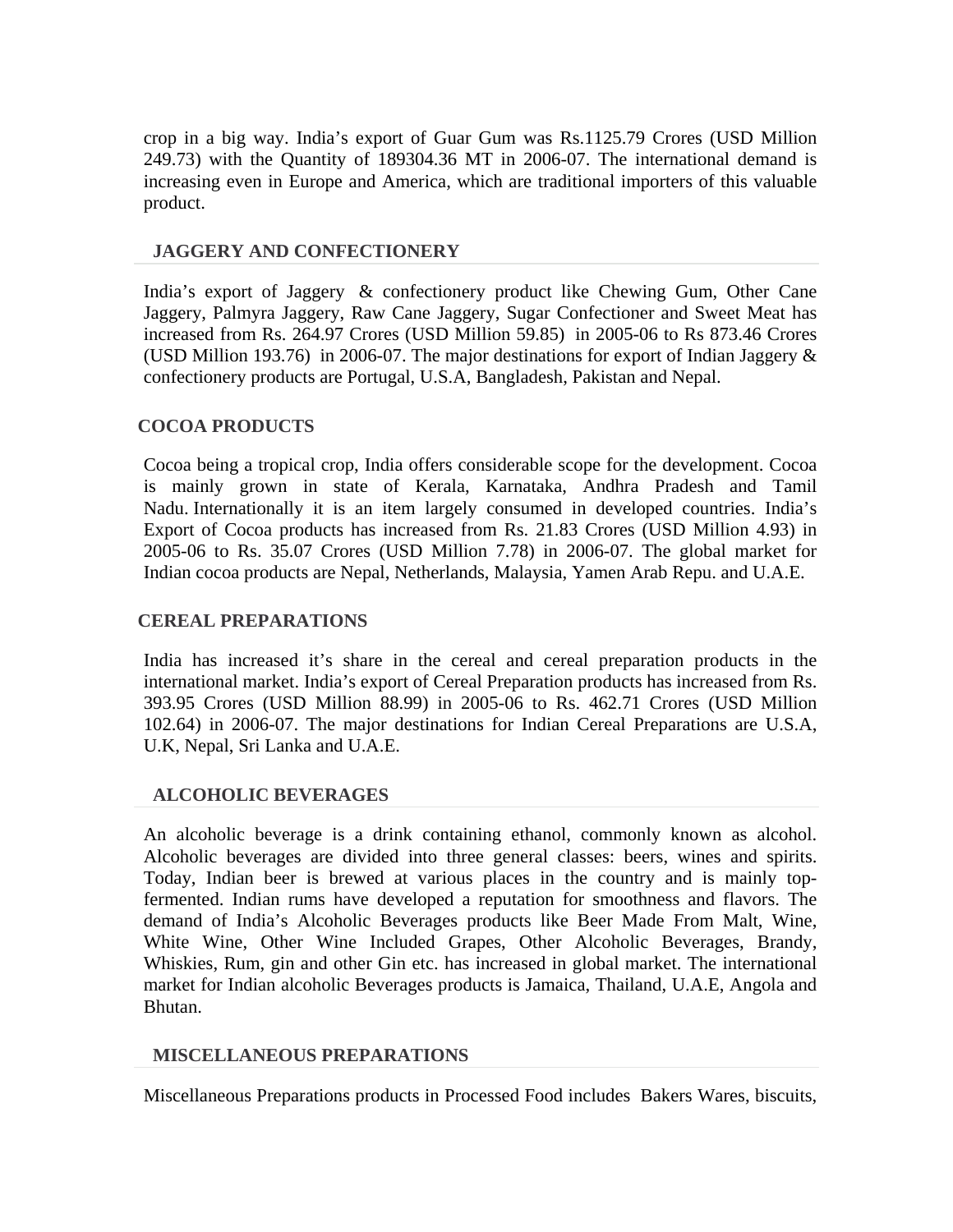crop in a big way. India's export of Guar Gum was Rs.1125.79 Crores (USD Million 249.73) with the Quantity of 189304.36 MT in 2006-07. The international demand is increasing even in Europe and America, which are traditional importers of this valuable product.

## JAGGERY AND CONFECTIONERY

India's export of Jaggery & confectionery product like Chewing Gum, Other Cane Jaggery, Palmyra Jaggery, Raw Cane Jaggery, Sugar Confectioner and Sweet Meat has increased from Rs. 264.97 Crores (USD Million 59.85) in 2005-06 to Rs 873.46 Crores (USD Million 193.76) in 2006-07. The major destinations for export of Indian Jaggery & confectionery products are Portugal, U.S.A, Bangladesh, Pakistan and Nepal.

## COCOA PRODUCTS

Cocoa being a tropical crop, India offers considerable scope for the development. Cocoa is mainly grown in state of Kerala, Karnataka, Andhra Pradesh and Tamil Nadu. Internationally it is an item largely consumed in developed countries. India's Export of Cocoa products has increased from Rs. 21.83 Crores (USD Million 4.93) in 2005-06 to Rs. 35.07 Crores (USD Million 7.78) in 2006-07. The global market for Indian cocoa products are Nepal, Netherlands, Malaysia, Yamen Arab Repu. and U.A.E.

## CEREAL PREPARATIONS

India has increased it's share in the cereal and cereal preparation products in the international market. India's export of Cereal Preparation products has increased from Rs. 393.95 Crores (USD Million 88.99) in 2005-06 to Rs. 462.71 Crores (USD Million 102.64) in 2006-07. The major destinations for Indian Cereal Preparations are U.S.A, U.K, Nepal, Sri Lanka and U.A.E.

## ALCOHOLIC BEVERAGES

An alcoholic beverage is a drink containing ethanol, commonly known as alcohol. Alcoholic beverages are divided into three general classes: beers, wines and spirits. Today, Indian beer is brewed at various places in the country and is mainly top-fermented. Indian rums have developed a reputation for smoothness and flavors. The demand of India's Alcoholic Beverages products like Beer Made From Malt, Wine, White Wine, Other Wine Included Grapes, Other Alcoholic Beverages, Brandy, Whiskies, Rum, gin and other Gin etc. has increased in global market. The international market for Indian alcoholic Beverages products is Jamaica, Thailand, U.A.E, Angola and Bhutan.

## MISCELLANEOUS PREPARATIONS

Miscellaneous Preparations products in Processed Food includes Bakers Wares, biscuits,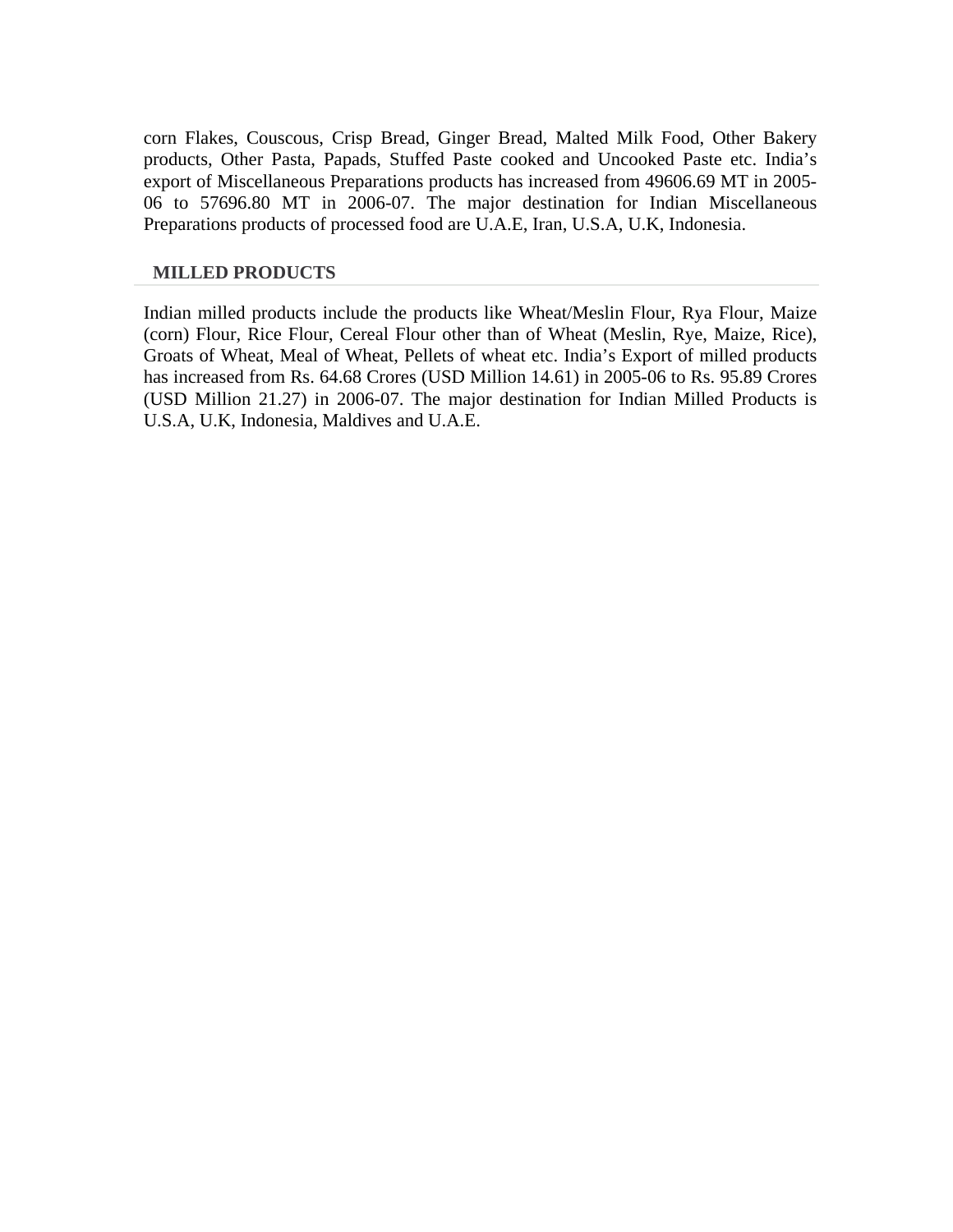corn Flakes, Couscous, Crisp Bread, Ginger Bread, Malted Milk Food, Other Bakery products, Other Pasta, Papads, Stuffed Paste cooked and Uncooked Paste etc. India's export of Miscellaneous Preparations products has increased from 49606.69 MT in 2005-06 to 57696.80 MT in 2006-07. The major destination for Indian Miscellaneous Preparations products of processed food are U.A.E, Iran, U.S.A, U.K, Indonesia.

## MILLED PRODUCTS

Indian milled products include the products like Wheat/Meslin Flour, Rya Flour, Maize (corn) Flour, Rice Flour, Cereal Flour other than of Wheat (Meslin, Rye, Maize, Rice), Groats of Wheat, Meal of Wheat, Pellets of wheat etc. India's Export of milled products has increased from Rs. 64.68 Crores (USD Million 14.61) in 2005-06 to Rs. 95.89 Crores (USD Million 21.27) in 2006-07. The major destination for Indian Milled Products is U.S.A, U.K, Indonesia, Maldives and U.A.E.